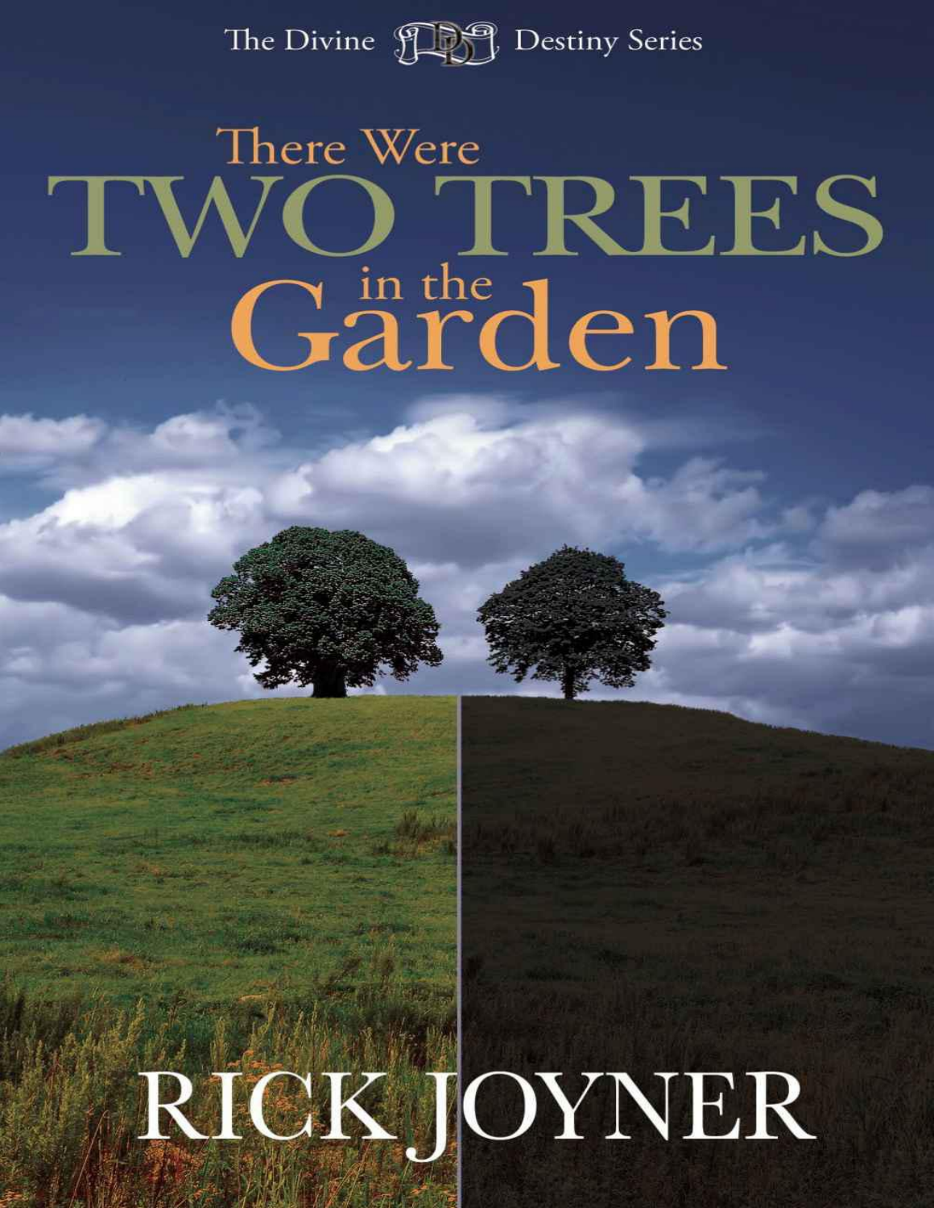The Divine Destiny Series

# There Were TWO TREES in the Garden

RICK JOYNER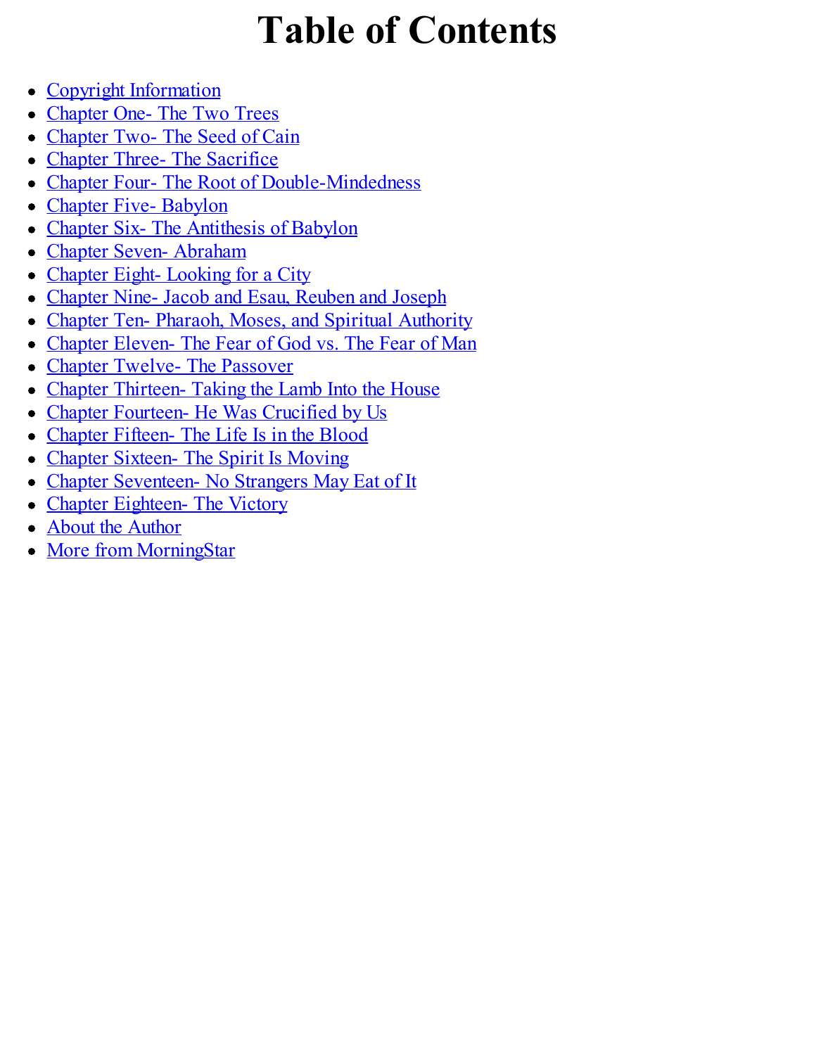# Table of Contents

- Copyright Information
- Chapter One- The Two Trees
- Chapter Two- The Seed of Cain
- Chapter Three- The Sacrifice
- Chapter Four- The Root of Double-Mindedness
- Chapter Five- Babylon
- Chapter Six- The Antithesis of Babylon
- Chapter Seven- Abraham
- Chapter Eight- Looking for a City
- Chapter Nine- Jacob and Esau, Reuben and Joseph
- Chapter Ten- Pharaoh, Moses, and Spiritual Authority
- Chapter Eleven- The Fear of God vs. The Fear of Man
- Chapter Twelve- The Passover
- Chapter Thirteen- Taking the Lamb Into the House
- Chapter Fourteen- He Was Crucified by Us
- Chapter Fifteen- The Life Is in the Blood
- Chapter Sixteen- The Spirit Is Moving
- Chapter Seventeen- No Strangers May Eat of It
- Chapter Eighteen- The Victory
- About the Author
- More from MorningStar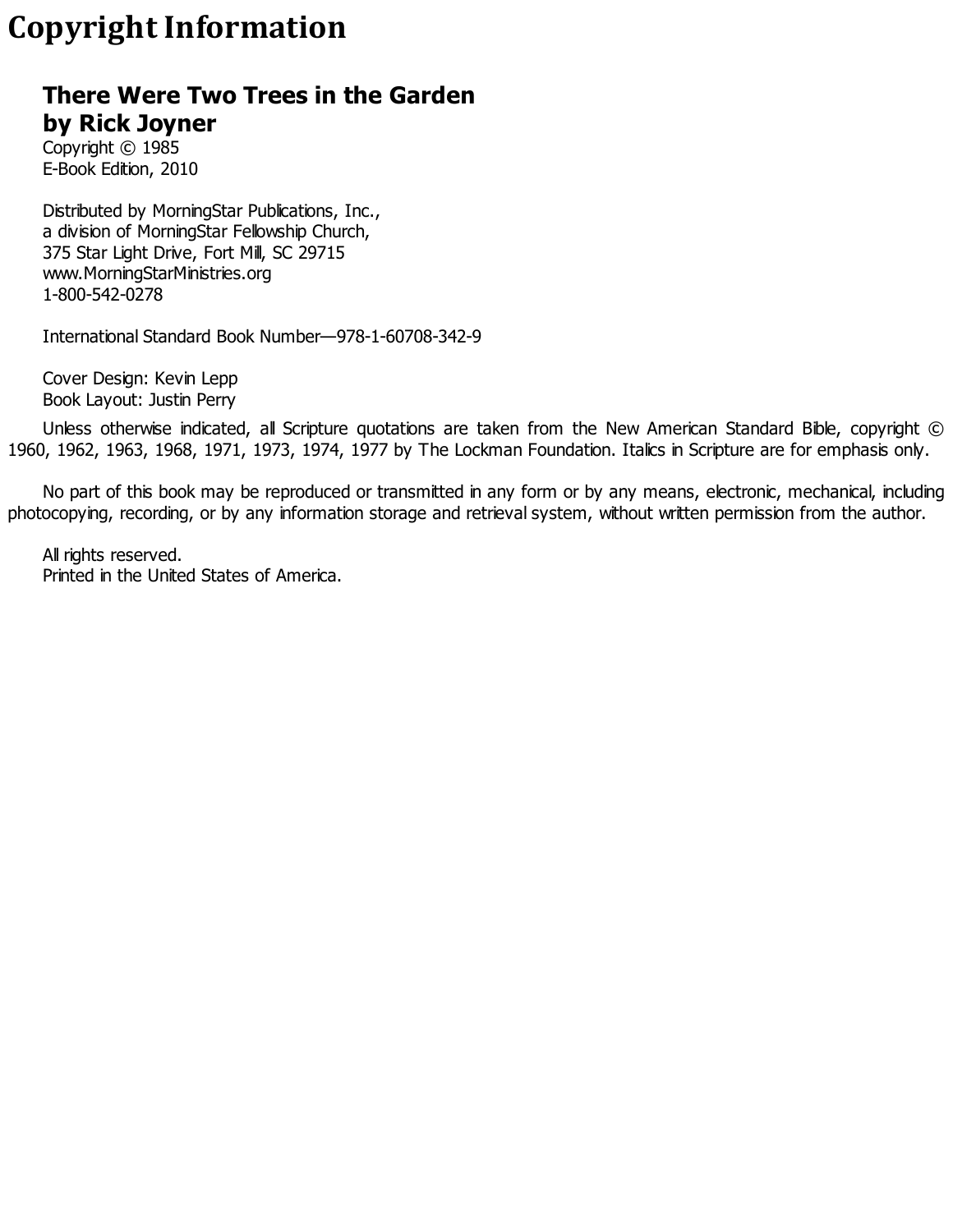# Copyright Information

**There Were Two Trees in the Garden**
**by Rick Joyner**
Copyright © 1985
E-Book Edition, 2010

Distributed by MorningStar Publications, Inc.,
a division of MorningStar Fellowship Church,
375 Star Light Drive, Fort Mill, SC 29715
www.MorningStarMinistries.org
1-800-542-0278

International Standard Book Number—978-1-60708-342-9

Cover Design: Kevin Lepp
Book Layout: Justin Perry

Unless otherwise indicated, all Scripture quotations are taken from the New American Standard Bible, copyright © 1960, 1962, 1963, 1968, 1971, 1973, 1974, 1977 by The Lockman Foundation. Italics in Scripture are for emphasis only.

No part of this book may be reproduced or transmitted in any form or by any means, electronic, mechanical, including photocopying, recording, or by any information storage and retrieval system, without written permission from the author.

All rights reserved.
Printed in the United States of America.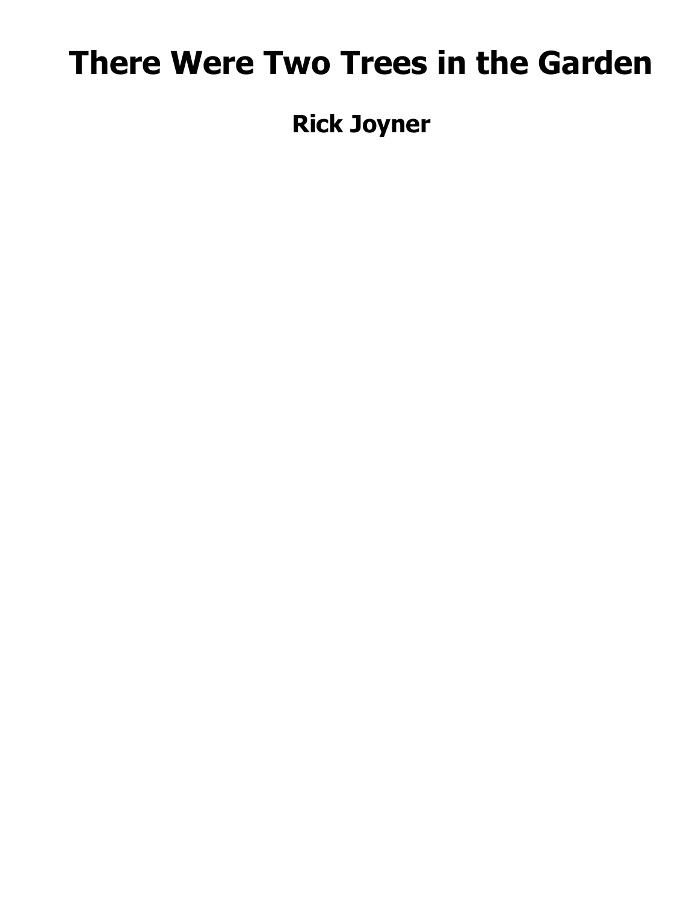# There Were Two Trees in the Garden

**Rick Joyner**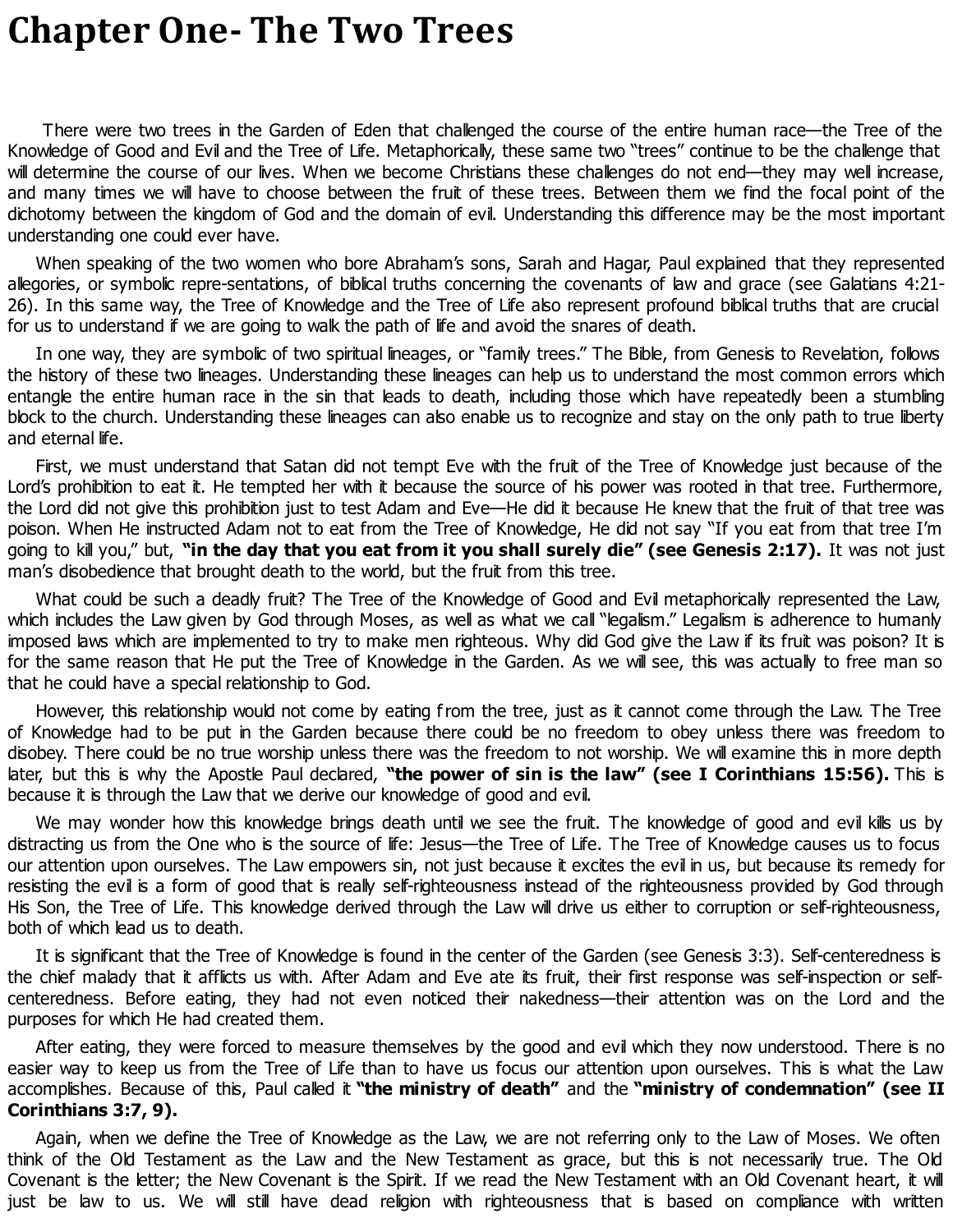# Chapter One- The Two Trees

There were two trees in the Garden of Eden that challenged the course of the entire human race—the Tree of the Knowledge of Good and Evil and the Tree of Life. Metaphorically, these same two "trees" continue to be the challenge that will determine the course of our lives. When we become Christians these challenges do not end—they may well increase, and many times we will have to choose between the fruit of these trees. Between them we find the focal point of the dichotomy between the kingdom of God and the domain of evil. Understanding this difference may be the most important understanding one could ever have.

When speaking of the two women who bore Abraham's sons, Sarah and Hagar, Paul explained that they represented allegories, or symbolic repre-sentations, of biblical truths concerning the covenants of law and grace (see Galatians 4:21-26). In this same way, the Tree of Knowledge and the Tree of Life also represent profound biblical truths that are crucial for us to understand if we are going to walk the path of life and avoid the snares of death.

In one way, they are symbolic of two spiritual lineages, or "family trees." The Bible, from Genesis to Revelation, follows the history of these two lineages. Understanding these lineages can help us to understand the most common errors which entangle the entire human race in the sin that leads to death, including those which have repeatedly been a stumbling block to the church. Understanding these lineages can also enable us to recognize and stay on the only path to true liberty and eternal life.

First, we must understand that Satan did not tempt Eve with the fruit of the Tree of Knowledge just because of the Lord's prohibition to eat it. He tempted her with it because the source of his power was rooted in that tree. Furthermore, the Lord did not give this prohibition just to test Adam and Eve—He did it because He knew that the fruit of that tree was poison. When He instructed Adam not to eat from the Tree of Knowledge, He did not say "If you eat from that tree I'm going to kill you," but, **"in the day that you eat from it you shall surely die" (see Genesis 2:17).** It was not just man's disobedience that brought death to the world, but the fruit from this tree.

What could be such a deadly fruit? The Tree of the Knowledge of Good and Evil metaphorically represented the Law, which includes the Law given by God through Moses, as well as what we call "legalism." Legalism is adherence to humanly imposed laws which are implemented to try to make men righteous. Why did God give the Law if its fruit was poison? It is for the same reason that He put the Tree of Knowledge in the Garden. As we will see, this was actually to free man so that he could have a special relationship to God.

However, this relationship would not come by eating from the tree, just as it cannot come through the Law. The Tree of Knowledge had to be put in the Garden because there could be no freedom to obey unless there was freedom to disobey. There could be no true worship unless there was the freedom to not worship. We will examine this in more depth later, but this is why the Apostle Paul declared, **"the power of sin is the law" (see I Corinthians 15:56).** This is because it is through the Law that we derive our knowledge of good and evil.

We may wonder how this knowledge brings death until we see the fruit. The knowledge of good and evil kills us by distracting us from the One who is the source of life: Jesus—the Tree of Life. The Tree of Knowledge causes us to focus our attention upon ourselves. The Law empowers sin, not just because it excites the evil in us, but because its remedy for resisting the evil is a form of good that is really self-righteousness instead of the righteousness provided by God through His Son, the Tree of Life. This knowledge derived through the Law will drive us either to corruption or self-righteousness, both of which lead us to death.

It is significant that the Tree of Knowledge is found in the center of the Garden (see Genesis 3:3). Self-centeredness is the chief malady that it afflicts us with. After Adam and Eve ate its fruit, their first response was self-inspection or self-centeredness. Before eating, they had not even noticed their nakedness—their attention was on the Lord and the purposes for which He had created them.

After eating, they were forced to measure themselves by the good and evil which they now understood. There is no easier way to keep us from the Tree of Life than to have us focus our attention upon ourselves. This is what the Law accomplishes. Because of this, Paul called it **"the ministry of death"** and the **"ministry of condemnation" (see II Corinthians 3:7, 9).**

Again, when we define the Tree of Knowledge as the Law, we are not referring only to the Law of Moses. We often think of the Old Testament as the Law and the New Testament as grace, but this is not necessarily true. The Old Covenant is the letter; the New Covenant is the Spirit. If we read the New Testament with an Old Covenant heart, it will just be law to us. We will still have dead religion with righteousness that is based on compliance with written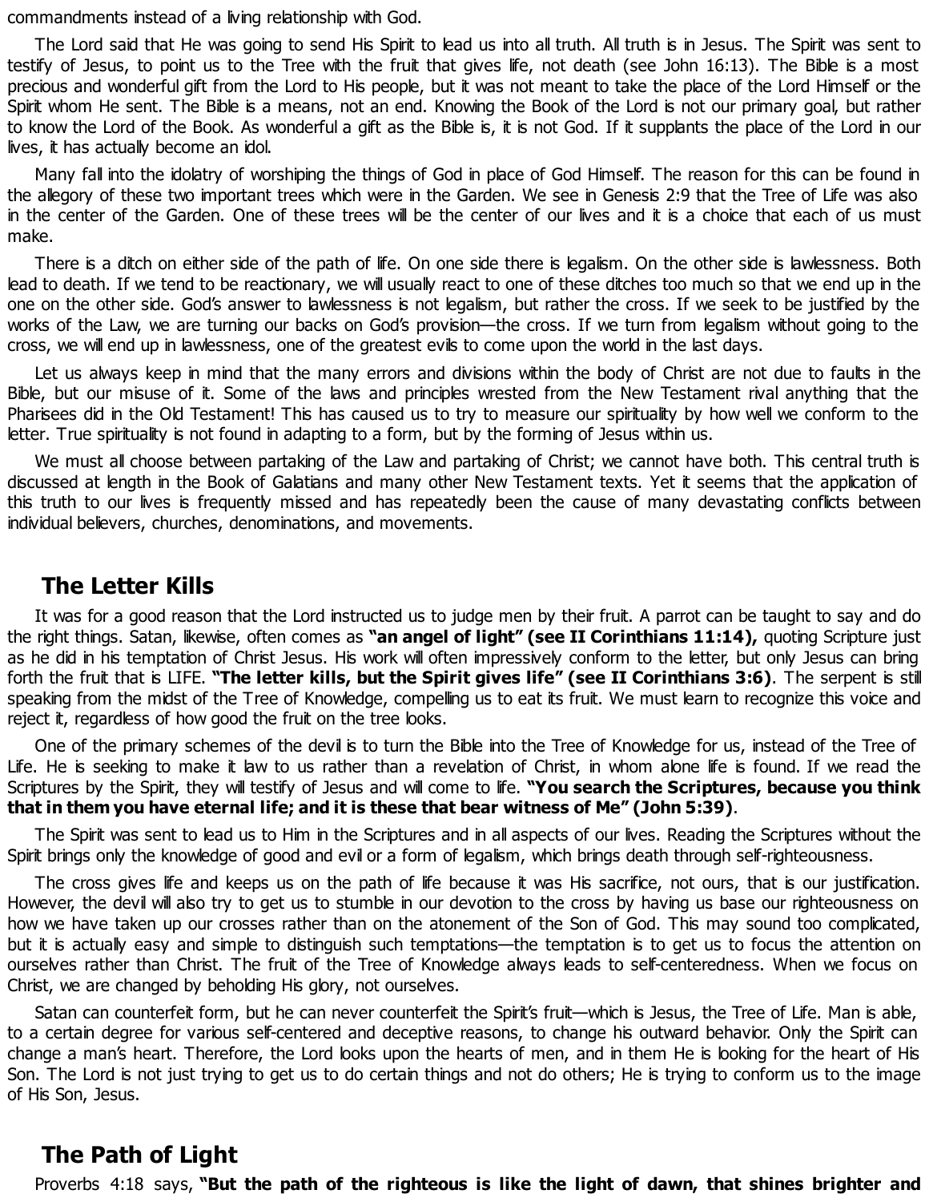commandments instead of a living relationship with God.

The Lord said that He was going to send His Spirit to lead us into all truth. All truth is in Jesus. The Spirit was sent to testify of Jesus, to point us to the Tree with the fruit that gives life, not death (see John 16:13). The Bible is a most precious and wonderful gift from the Lord to His people, but it was not meant to take the place of the Lord Himself or the Spirit whom He sent. The Bible is a means, not an end. Knowing the Book of the Lord is not our primary goal, but rather to know the Lord of the Book. As wonderful a gift as the Bible is, it is not God. If it supplants the place of the Lord in our lives, it has actually become an idol.

Many fall into the idolatry of worshiping the things of God in place of God Himself. The reason for this can be found in the allegory of these two important trees which were in the Garden. We see in Genesis 2:9 that the Tree of Life was also in the center of the Garden. One of these trees will be the center of our lives and it is a choice that each of us must make.

There is a ditch on either side of the path of life. On one side there is legalism. On the other side is lawlessness. Both lead to death. If we tend to be reactionary, we will usually react to one of these ditches too much so that we end up in the one on the other side. God's answer to lawlessness is not legalism, but rather the cross. If we seek to be justified by the works of the Law, we are turning our backs on God's provision—the cross. If we turn from legalism without going to the cross, we will end up in lawlessness, one of the greatest evils to come upon the world in the last days.

Let us always keep in mind that the many errors and divisions within the body of Christ are not due to faults in the Bible, but our misuse of it. Some of the laws and principles wrested from the New Testament rival anything that the Pharisees did in the Old Testament! This has caused us to try to measure our spirituality by how well we conform to the letter. True spirituality is not found in adapting to a form, but by the forming of Jesus within us.

We must all choose between partaking of the Law and partaking of Christ; we cannot have both. This central truth is discussed at length in the Book of Galatians and many other New Testament texts. Yet it seems that the application of this truth to our lives is frequently missed and has repeatedly been the cause of many devastating conflicts between individual believers, churches, denominations, and movements.

## The Letter Kills

It was for a good reason that the Lord instructed us to judge men by their fruit. A parrot can be taught to say and do the right things. Satan, likewise, often comes as **"an angel of light" (see II Corinthians 11:14),** quoting Scripture just as he did in his temptation of Christ Jesus. His work will often impressively conform to the letter, but only Jesus can bring forth the fruit that is LIFE. **"The letter kills, but the Spirit gives life" (see II Corinthians 3:6)**. The serpent is still speaking from the midst of the Tree of Knowledge, compelling us to eat its fruit. We must learn to recognize this voice and reject it, regardless of how good the fruit on the tree looks.

One of the primary schemes of the devil is to turn the Bible into the Tree of Knowledge for us, instead of the Tree of Life. He is seeking to make it law to us rather than a revelation of Christ, in whom alone life is found. If we read the Scriptures by the Spirit, they will testify of Jesus and will come to life. **"You search the Scriptures, because you think that in them you have eternal life; and it is these that bear witness of Me" (John 5:39)**.

The Spirit was sent to lead us to Him in the Scriptures and in all aspects of our lives. Reading the Scriptures without the Spirit brings only the knowledge of good and evil or a form of legalism, which brings death through self-righteousness.

The cross gives life and keeps us on the path of life because it was His sacrifice, not ours, that is our justification. However, the devil will also try to get us to stumble in our devotion to the cross by having us base our righteousness on how we have taken up our crosses rather than on the atonement of the Son of God. This may sound too complicated, but it is actually easy and simple to distinguish such temptations—the temptation is to get us to focus the attention on ourselves rather than Christ. The fruit of the Tree of Knowledge always leads to self-centeredness. When we focus on Christ, we are changed by beholding His glory, not ourselves.

Satan can counterfeit form, but he can never counterfeit the Spirit's fruit—which is Jesus, the Tree of Life. Man is able, to a certain degree for various self-centered and deceptive reasons, to change his outward behavior. Only the Spirit can change a man's heart. Therefore, the Lord looks upon the hearts of men, and in them He is looking for the heart of His Son. The Lord is not just trying to get us to do certain things and not do others; He is trying to conform us to the image of His Son, Jesus.

## The Path of Light

Proverbs 4:18 says, **"But the path of the righteous is like the light of dawn, that shines brighter and**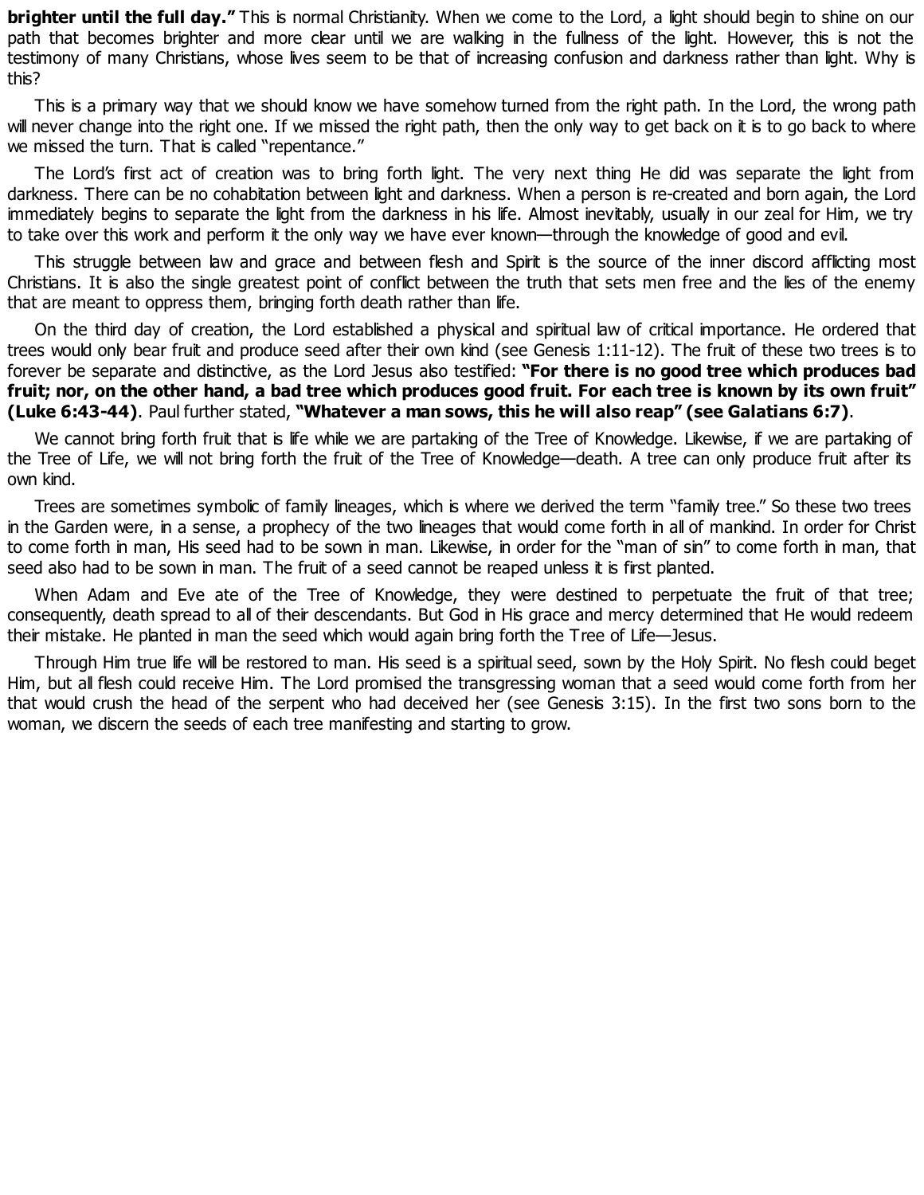**brighter until the full day."** This is normal Christianity. When we come to the Lord, a light should begin to shine on our path that becomes brighter and more clear until we are walking in the fullness of the light. However, this is not the testimony of many Christians, whose lives seem to be that of increasing confusion and darkness rather than light. Why is this?

This is a primary way that we should know we have somehow turned from the right path. In the Lord, the wrong path will never change into the right one. If we missed the right path, then the only way to get back on it is to go back to where we missed the turn. That is called "repentance."

The Lord's first act of creation was to bring forth light. The very next thing He did was separate the light from darkness. There can be no cohabitation between light and darkness. When a person is re-created and born again, the Lord immediately begins to separate the light from the darkness in his life. Almost inevitably, usually in our zeal for Him, we try to take over this work and perform it the only way we have ever known—through the knowledge of good and evil.

This struggle between law and grace and between flesh and Spirit is the source of the inner discord afflicting most Christians. It is also the single greatest point of conflict between the truth that sets men free and the lies of the enemy that are meant to oppress them, bringing forth death rather than life.

On the third day of creation, the Lord established a physical and spiritual law of critical importance. He ordered that trees would only bear fruit and produce seed after their own kind (see Genesis 1:11-12). The fruit of these two trees is to forever be separate and distinctive, as the Lord Jesus also testified: **"For there is no good tree which produces bad fruit; nor, on the other hand, a bad tree which produces good fruit. For each tree is known by its own fruit" (Luke 6:43-44)**. Paul further stated, **"Whatever a man sows, this he will also reap" (see Galatians 6:7)**.

We cannot bring forth fruit that is life while we are partaking of the Tree of Knowledge. Likewise, if we are partaking of the Tree of Life, we will not bring forth the fruit of the Tree of Knowledge—death. A tree can only produce fruit after its own kind.

Trees are sometimes symbolic of family lineages, which is where we derived the term "family tree." So these two trees in the Garden were, in a sense, a prophecy of the two lineages that would come forth in all of mankind. In order for Christ to come forth in man, His seed had to be sown in man. Likewise, in order for the "man of sin" to come forth in man, that seed also had to be sown in man. The fruit of a seed cannot be reaped unless it is first planted.

When Adam and Eve ate of the Tree of Knowledge, they were destined to perpetuate the fruit of that tree; consequently, death spread to all of their descendants. But God in His grace and mercy determined that He would redeem their mistake. He planted in man the seed which would again bring forth the Tree of Life—Jesus.

Through Him true life will be restored to man. His seed is a spiritual seed, sown by the Holy Spirit. No flesh could beget Him, but all flesh could receive Him. The Lord promised the transgressing woman that a seed would come forth from her that would crush the head of the serpent who had deceived her (see Genesis 3:15). In the first two sons born to the woman, we discern the seeds of each tree manifesting and starting to grow.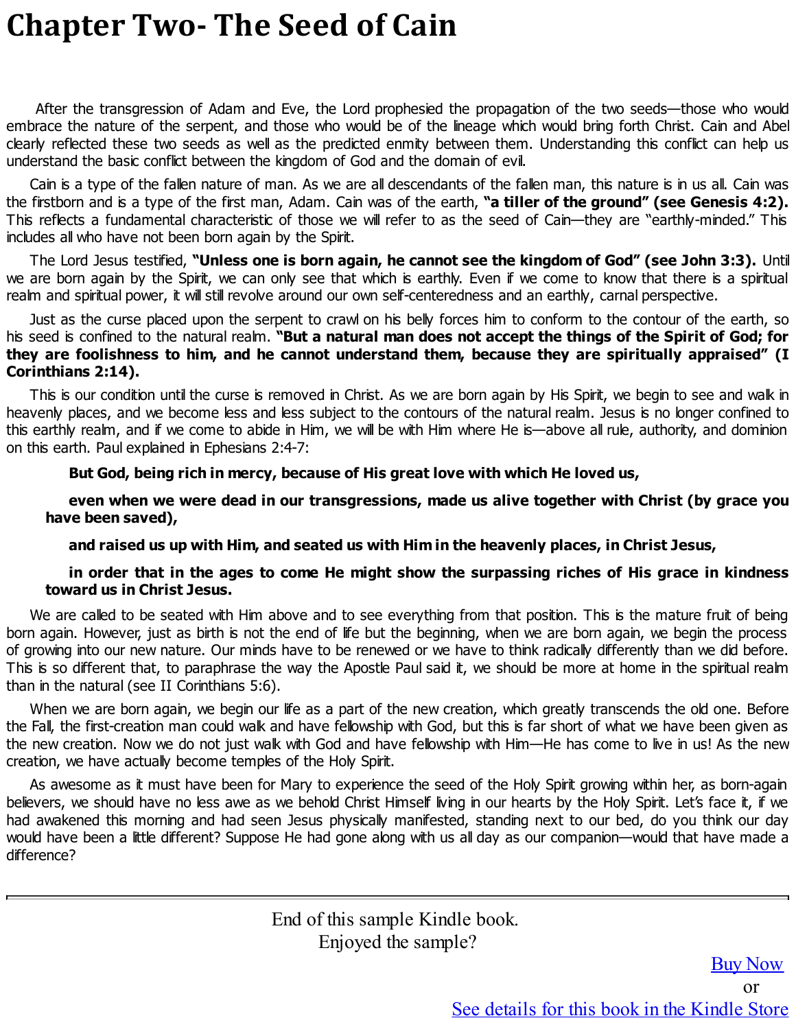# Chapter Two- The Seed of Cain

After the transgression of Adam and Eve, the Lord prophesied the propagation of the two seeds—those who would embrace the nature of the serpent, and those who would be of the lineage which would bring forth Christ. Cain and Abel clearly reflected these two seeds as well as the predicted enmity between them. Understanding this conflict can help us understand the basic conflict between the kingdom of God and the domain of evil.

Cain is a type of the fallen nature of man. As we are all descendants of the fallen man, this nature is in us all. Cain was the firstborn and is a type of the first man, Adam. Cain was of the earth, **"a tiller of the ground" (see Genesis 4:2).** This reflects a fundamental characteristic of those we will refer to as the seed of Cain—they are "earthly-minded." This includes all who have not been born again by the Spirit.

The Lord Jesus testified, **"Unless one is born again, he cannot see the kingdom of God" (see John 3:3).** Until we are born again by the Spirit, we can only see that which is earthly. Even if we come to know that there is a spiritual realm and spiritual power, it will still revolve around our own self-centeredness and an earthly, carnal perspective.

Just as the curse placed upon the serpent to crawl on his belly forces him to conform to the contour of the earth, so his seed is confined to the natural realm. **"But a natural man does not accept the things of the Spirit of God; for they are foolishness to him, and he cannot understand them, because they are spiritually appraised" (I Corinthians 2:14).**

This is our condition until the curse is removed in Christ. As we are born again by His Spirit, we begin to see and walk in heavenly places, and we become less and less subject to the contours of the natural realm. Jesus is no longer confined to this earthly realm, and if we come to abide in Him, we will be with Him where He is—above all rule, authority, and dominion on this earth. Paul explained in Ephesians 2:4-7:

> **But God, being rich in mercy, because of His great love with which He loved us,**
>
> **even when we were dead in our transgressions, made us alive together with Christ (by grace you have been saved),**
>
> **and raised us up with Him, and seated us with Him in the heavenly places, in Christ Jesus,**
>
> **in order that in the ages to come He might show the surpassing riches of His grace in kindness toward us in Christ Jesus.**

We are called to be seated with Him above and to see everything from that position. This is the mature fruit of being born again. However, just as birth is not the end of life but the beginning, when we are born again, we begin the process of growing into our new nature. Our minds have to be renewed or we have to think radically differently than we did before. This is so different that, to paraphrase the way the Apostle Paul said it, we should be more at home in the spiritual realm than in the natural (see II Corinthians 5:6).

When we are born again, we begin our life as a part of the new creation, which greatly transcends the old one. Before the Fall, the first-creation man could walk and have fellowship with God, but this is far short of what we have been given as the new creation. Now we do not just walk with God and have fellowship with Him—He has come to live in us! As the new creation, we have actually become temples of the Holy Spirit.

As awesome as it must have been for Mary to experience the seed of the Holy Spirit growing within her, as born-again believers, we should have no less awe as we behold Christ Himself living in our hearts by the Holy Spirit. Let's face it, if we had awakened this morning and had seen Jesus physically manifested, standing next to our bed, do you think our day would have been a little different? Suppose He had gone along with us all day as our companion—would that have made a difference?

---

End of this sample Kindle book.
Enjoyed the sample?

Buy Now
or
See details for this book in the Kindle Store